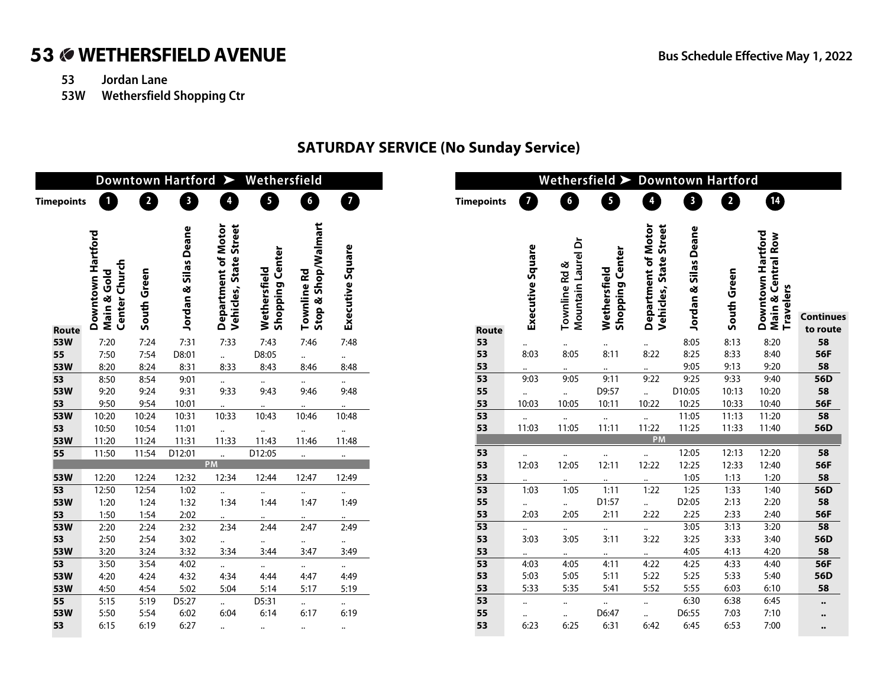# 53 WETHERSFIELD AVENUE

**Bus Schedule Effective May 1, 2022**

**53** Jordan Lane
**53W** Wethersfield Shopping Ctr

## SATURDAY SERVICE (No Sunday Service)

### Downtown Hartford ➤ Wethersfield

| Route | 1 Downtown Hartford Main & Gold Center Church | 2 South Green | 3 Jordan & Silas Deane | 4 Department of Motor Vehicles, State Street | 5 Wethersfield Shopping Center | 6 Townline Rd Stop & Shop/Walmart | 7 Executive Square |
|---|---|---|---|---|---|---|---|
| 53W | 7:20 | 7:24 | 7:31 | 7:33 | 7:43 | 7:46 | 7:48 |
| 55 | 7:50 | 7:54 | D8:01 | .. | D8:05 | .. | .. |
| 53W | 8:20 | 8:24 | 8:31 | 8:33 | 8:43 | 8:46 | 8:48 |
| 53 | 8:50 | 8:54 | 9:01 | .. | .. | .. | .. |
| 53W | 9:20 | 9:24 | 9:31 | 9:33 | 9:43 | 9:46 | 9:48 |
| 53 | 9:50 | 9:54 | 10:01 | .. | .. | .. | .. |
| 53W | 10:20 | 10:24 | 10:31 | 10:33 | 10:43 | 10:46 | 10:48 |
| 53 | 10:50 | 10:54 | 11:01 | .. | .. | .. | .. |
| 53W | 11:20 | 11:24 | 11:31 | 11:33 | 11:43 | 11:46 | 11:48 |
| 55 | 11:50 | 11:54 | D12:01 | .. | D12:05 | .. | .. |
| **PM** | | | | | | | |
| 53W | 12:20 | 12:24 | 12:32 | 12:34 | 12:44 | 12:47 | 12:49 |
| 53 | 12:50 | 12:54 | 1:02 | .. | .. | .. | .. |
| 53W | 1:20 | 1:24 | 1:32 | 1:34 | 1:44 | 1:47 | 1:49 |
| 53 | 1:50 | 1:54 | 2:02 | .. | .. | .. | .. |
| 53W | 2:20 | 2:24 | 2:32 | 2:34 | 2:44 | 2:47 | 2:49 |
| 53 | 2:50 | 2:54 | 3:02 | .. | .. | .. | .. |
| 53W | 3:20 | 3:24 | 3:32 | 3:34 | 3:44 | 3:47 | 3:49 |
| 53 | 3:50 | 3:54 | 4:02 | .. | .. | .. | .. |
| 53W | 4:20 | 4:24 | 4:32 | 4:34 | 4:44 | 4:47 | 4:49 |
| 53W | 4:50 | 4:54 | 5:02 | 5:04 | 5:14 | 5:17 | 5:19 |
| 55 | 5:15 | 5:19 | D5:27 | .. | D5:31 | .. | .. |
| 53W | 5:50 | 5:54 | 6:02 | 6:04 | 6:14 | 6:17 | 6:19 |
| 53 | 6:15 | 6:19 | 6:27 | .. | .. | .. | .. |

### Wethersfield ➤ Downtown Hartford

| Route | 7 Executive Square | 6 Townline Rd & Mountain Laurel Dr | 5 Wethersfield Shopping Center | 4 Department of Motor Vehicles, State Street | 3 Jordan & Silas Deane | 2 South Green | 14 Downtown Hartford Main & Central Row Travelers | Continues to route |
|---|---|---|---|---|---|---|---|---|
| 53 | .. | .. | .. | .. | 8:05 | 8:13 | 8:20 | 58 |
| 53 | 8:03 | 8:05 | 8:11 | 8:22 | 8:25 | 8:33 | 8:40 | 56F |
| 53 | .. | .. | .. | .. | 9:05 | 9:13 | 9:20 | 58 |
| 53 | 9:03 | 9:05 | 9:11 | 9:22 | 9:25 | 9:33 | 9:40 | 56D |
| 55 | .. | .. | D9:57 | .. | D10:05 | 10:13 | 10:20 | 58 |
| 53 | 10:03 | 10:05 | 10:11 | 10:22 | 10:25 | 10:33 | 10:40 | 56F |
| 53 | .. | .. | .. | .. | 11:05 | 11:13 | 11:20 | 58 |
| 53 | 11:03 | 11:05 | 11:11 | 11:22 | 11:25 | 11:33 | 11:40 | 56D |
| **PM** | | | | | | | | |
| 53 | .. | .. | .. | .. | 12:05 | 12:13 | 12:20 | 58 |
| 53 | 12:03 | 12:05 | 12:11 | 12:22 | 12:25 | 12:33 | 12:40 | 56F |
| 53 | .. | .. | .. | .. | 1:05 | 1:13 | 1:20 | 58 |
| 53 | 1:03 | 1:05 | 1:11 | 1:22 | 1:25 | 1:33 | 1:40 | 56D |
| 55 | .. | .. | D1:57 | .. | D2:05 | 2:13 | 2:20 | 58 |
| 53 | 2:03 | 2:05 | 2:11 | 2:22 | 2:25 | 2:33 | 2:40 | 56F |
| 53 | .. | .. | .. | .. | 3:05 | 3:13 | 3:20 | 58 |
| 53 | 3:03 | 3:05 | 3:11 | 3:22 | 3:25 | 3:33 | 3:40 | 56D |
| 53 | .. | .. | .. | .. | 4:05 | 4:13 | 4:20 | 58 |
| 53 | 4:03 | 4:05 | 4:11 | 4:22 | 4:25 | 4:33 | 4:40 | 56F |
| 53 | 5:03 | 5:05 | 5:11 | 5:22 | 5:25 | 5:33 | 5:40 | 56D |
| 53 | 5:33 | 5:35 | 5:41 | 5:52 | 5:55 | 6:03 | 6:10 | 58 |
| 53 | .. | .. | .. | .. | 6:30 | 6:38 | 6:45 | .. |
| 55 | .. | .. | D6:47 | .. | D6:55 | 7:03 | 7:10 | .. |
| 53 | 6:23 | 6:25 | 6:31 | 6:42 | 6:45 | 6:53 | 7:00 | .. |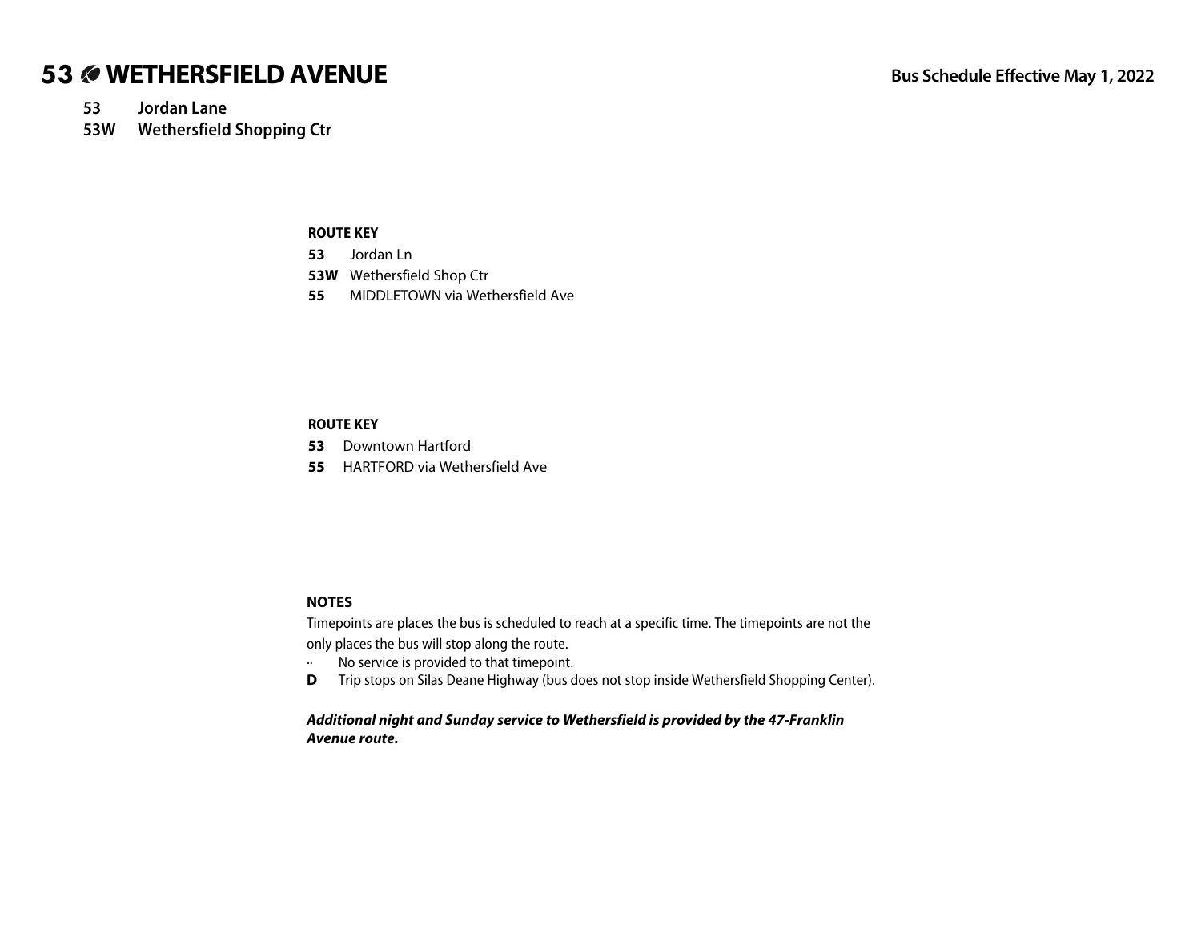# 53 WETHERSFIELD AVENUE

**Bus Schedule Effective May 1, 2022**

**53** Jordan Lane
**53W** Wethersfield Shopping Ctr

**ROUTE KEY**

**53** Jordan Ln
**53W** Wethersfield Shop Ctr
**55** MIDDLETOWN via Wethersfield Ave

**ROUTE KEY**

**53** Downtown Hartford
**55** HARTFORD via Wethersfield Ave

**NOTES**

Timepoints are places the bus is scheduled to reach at a specific time. The timepoints are not the only places the bus will stop along the route.

- ·· No service is provided to that timepoint.
- **D** Trip stops on Silas Deane Highway (bus does not stop inside Wethersfield Shopping Center).

***Additional night and Sunday service to Wethersfield is provided by the 47-Franklin Avenue route.***